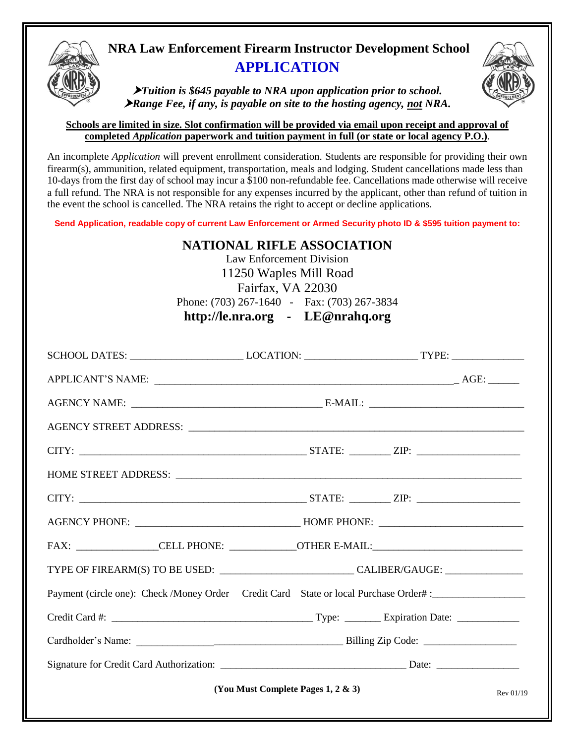# NRA Law Enforcement Firearm Instructor Development School

## APPLICATION

- ***Tuition is $645 payable to NRA upon application prior to school.***
- ***Range Fee, if any, is payable on site to the hosting agency, not NRA.***

**Schools are limited in size. Slot confirmation will be provided via email upon receipt and approval of completed *Application* paperwork and tuition payment in full (or state or local agency P.O.).**

An incomplete *Application* will prevent enrollment consideration. Students are responsible for providing their own firearm(s), ammunition, related equipment, transportation, meals and lodging. Student cancellations made less than 10-days from the first day of school may incur a $100 non-refundable fee. Cancellations made otherwise will receive a full refund. The NRA is not responsible for any expenses incurred by the applicant, other than refund of tuition in the event the school is cancelled. The NRA retains the right to accept or decline applications.

**Send Application, readable copy of current Law Enforcement or Armed Security photo ID & $595 tuition payment to:**

**NATIONAL RIFLE ASSOCIATION**
Law Enforcement Division
11250 Waples Mill Road
Fairfax, VA 22030
Phone: (703) 267-1640 - Fax: (703) 267-3834
**http://le.nra.org - LE@nrahq.org**

SCHOOL DATES: ____________________ LOCATION: ____________________ TYPE: ____________

APPLICANT'S NAME: ______________________________________________________ AGE: ______

AGENCY NAME: ___________________________________ E-MAIL: ____________________________

AGENCY STREET ADDRESS: ______________________________________________________________

CITY: __________________________________________ STATE: _______ ZIP: __________________

HOME STREET ADDRESS: ________________________________________________________________

CITY: __________________________________________ STATE: _______ ZIP: __________________

AGENCY PHONE: _____________________________ HOME PHONE: __________________________

FAX: _______________CELL PHONE: ____________OTHER E-MAIL:___________________________

TYPE OF FIREARM(S) TO BE USED: _________________________ CALIBER/GAUGE: _____________

Payment (circle one): Check /Money Order Credit Card State or local Purchase Order# :________________

Credit Card #: ______________________________________ Type: _______ Expiration Date: ___________

Cardholder's Name: ______________________________________ Billing Zip Code: ________________

Signature for Credit Card Authorization: ________________________________ Date: _______________

**(You Must Complete Pages 1, 2 & 3)**

Rev 01/19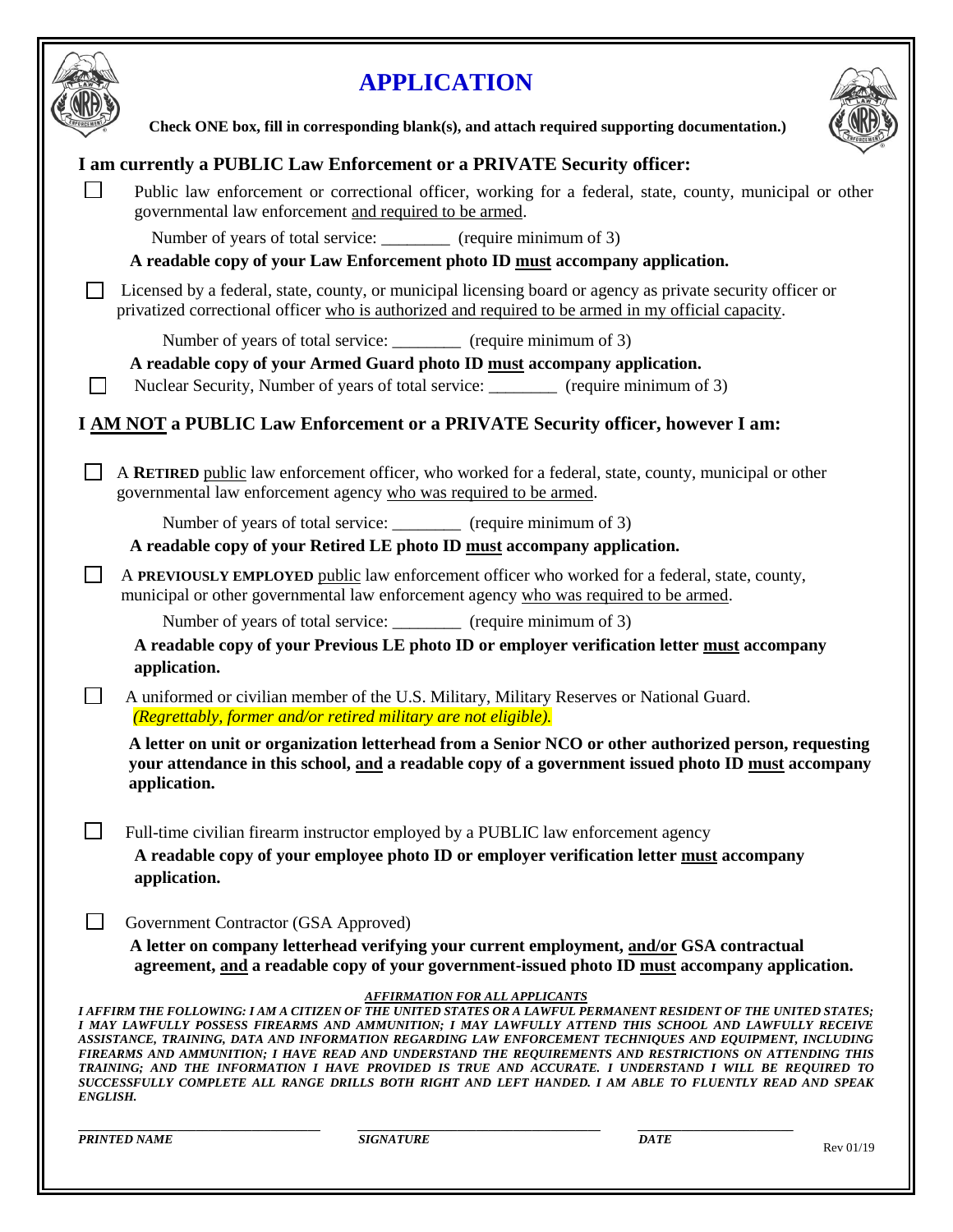# APPLICATION

**Check ONE box, fill in corresponding blank(s), and attach required supporting documentation.)**

## I am currently a PUBLIC Law Enforcement or a PRIVATE Security officer:

☐ Public law enforcement or correctional officer, working for a federal, state, county, municipal or other governmental law enforcement and required to be armed.

Number of years of total service: ________ (require minimum of 3)

**A readable copy of your Law Enforcement photo ID must accompany application.**

☐ Licensed by a federal, state, county, or municipal licensing board or agency as private security officer or privatized correctional officer who is authorized and required to be armed in my official capacity.

Number of years of total service: ________ (require minimum of 3)

**A readable copy of your Armed Guard photo ID must accompany application.**

☐ Nuclear Security, Number of years of total service: ________ (require minimum of 3)

## I AM NOT a PUBLIC Law Enforcement or a PRIVATE Security officer, however I am:

☐ A **RETIRED** public law enforcement officer, who worked for a federal, state, county, municipal or other governmental law enforcement agency who was required to be armed.

Number of years of total service: ________ (require minimum of 3)

**A readable copy of your Retired LE photo ID must accompany application.**

☐ A **PREVIOUSLY EMPLOYED** public law enforcement officer who worked for a federal, state, county, municipal or other governmental law enforcement agency who was required to be armed.

Number of years of total service: ________ (require minimum of 3)

**A readable copy of your Previous LE photo ID or employer verification letter must accompany application.**

☐ A uniformed or civilian member of the U.S. Military, Military Reserves or National Guard. *(Regrettably, former and/or retired military are not eligible).*

**A letter on unit or organization letterhead from a Senior NCO or other authorized person, requesting your attendance in this school, and a readable copy of a government issued photo ID must accompany application.**

☐ Full-time civilian firearm instructor employed by a PUBLIC law enforcement agency

**A readable copy of your employee photo ID or employer verification letter must accompany application.**

☐ Government Contractor (GSA Approved)

**A letter on company letterhead verifying your current employment, and/or GSA contractual agreement, and a readable copy of your government-issued photo ID must accompany application.**

***AFFIRMATION FOR ALL APPLICANTS***

***I AFFIRM THE FOLLOWING: I AM A CITIZEN OF THE UNITED STATES OR A LAWFUL PERMANENT RESIDENT OF THE UNITED STATES; I MAY LAWFULLY POSSESS FIREARMS AND AMMUNITION; I MAY LAWFULLY ATTEND THIS SCHOOL AND LAWFULLY RECEIVE ASSISTANCE, TRAINING, DATA AND INFORMATION REGARDING LAW ENFORCEMENT TECHNIQUES AND EQUIPMENT, INCLUDING FIREARMS AND AMMUNITION; I HAVE READ AND UNDERSTAND THE REQUIREMENTS AND RESTRICTIONS ON ATTENDING THIS TRAINING; AND THE INFORMATION I HAVE PROVIDED IS TRUE AND ACCURATE. I UNDERSTAND I WILL BE REQUIRED TO SUCCESSFULLY COMPLETE ALL RANGE DRILLS BOTH RIGHT AND LEFT HANDED. I AM ABLE TO FLUENTLY READ AND SPEAK ENGLISH.***

| ________________________ | ________________________ | ________________ |
|---|---|---|
| ***PRINTED NAME*** | ***SIGNATURE*** | ***DATE*** |

Rev 01/19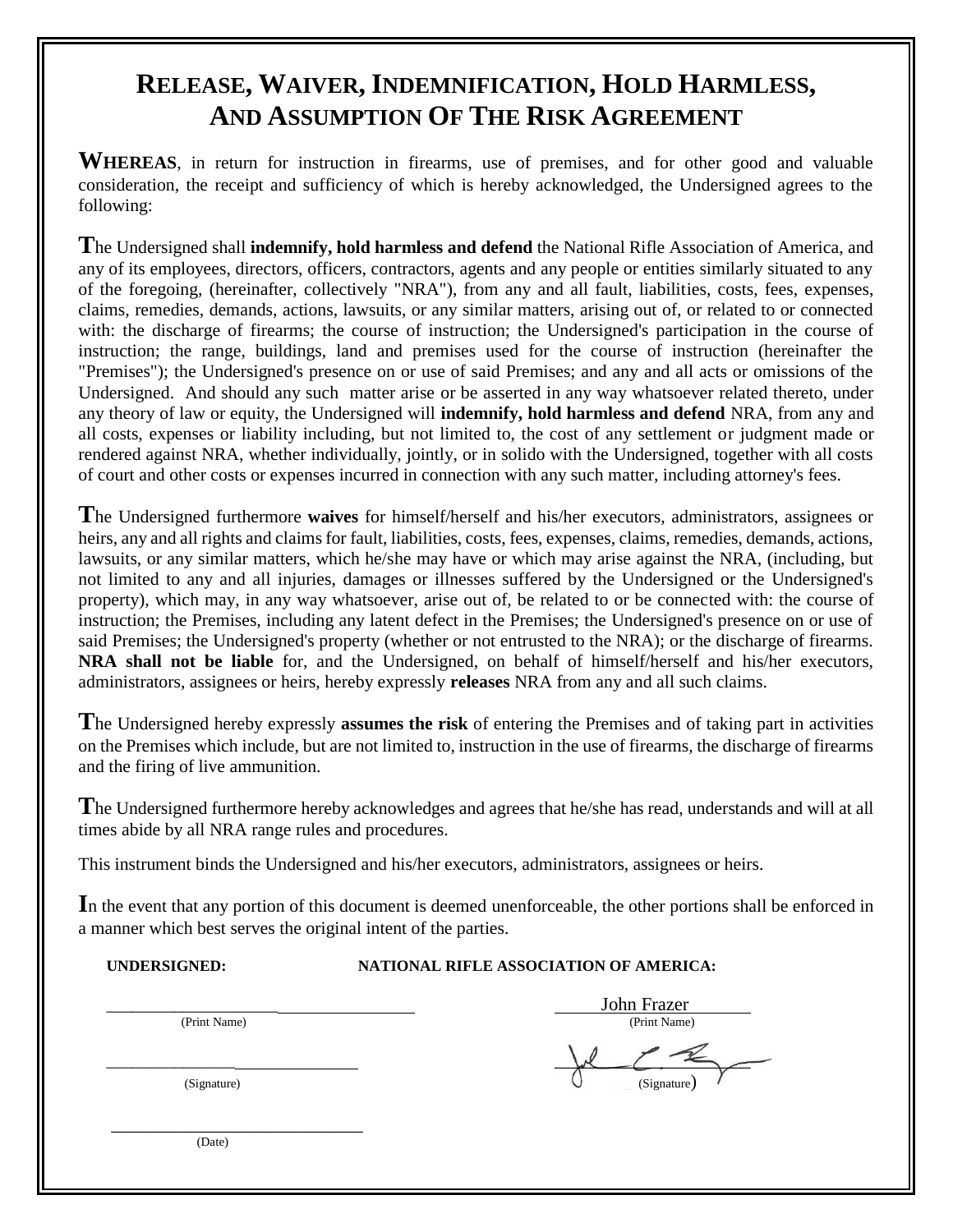# RELEASE, WAIVER, INDEMNIFICATION, HOLD HARMLESS, AND ASSUMPTION OF THE RISK AGREEMENT

**WHEREAS**, in return for instruction in firearms, use of premises, and for other good and valuable consideration, the receipt and sufficiency of which is hereby acknowledged, the Undersigned agrees to the following:

The Undersigned shall **indemnify, hold harmless and defend** the National Rifle Association of America, and any of its employees, directors, officers, contractors, agents and any people or entities similarly situated to any of the foregoing, (hereinafter, collectively "NRA"), from any and all fault, liabilities, costs, fees, expenses, claims, remedies, demands, actions, lawsuits, or any similar matters, arising out of, or related to or connected with: the discharge of firearms; the course of instruction; the Undersigned's participation in the course of instruction; the range, buildings, land and premises used for the course of instruction (hereinafter the "Premises"); the Undersigned's presence on or use of said Premises; and any and all acts or omissions of the Undersigned. And should any such matter arise or be asserted in any way whatsoever related thereto, under any theory of law or equity, the Undersigned will **indemnify, hold harmless and defend** NRA, from any and all costs, expenses or liability including, but not limited to, the cost of any settlement or judgment made or rendered against NRA, whether individually, jointly, or in solido with the Undersigned, together with all costs of court and other costs or expenses incurred in connection with any such matter, including attorney's fees.

The Undersigned furthermore **waives** for himself/herself and his/her executors, administrators, assignees or heirs, any and all rights and claims for fault, liabilities, costs, fees, expenses, claims, remedies, demands, actions, lawsuits, or any similar matters, which he/she may have or which may arise against the NRA, (including, but not limited to any and all injuries, damages or illnesses suffered by the Undersigned or the Undersigned's property), which may, in any way whatsoever, arise out of, be related to or be connected with: the course of instruction; the Premises, including any latent defect in the Premises; the Undersigned's presence on or use of said Premises; the Undersigned's property (whether or not entrusted to the NRA); or the discharge of firearms. **NRA shall not be liable** for, and the Undersigned, on behalf of himself/herself and his/her executors, administrators, assignees or heirs, hereby expressly **releases** NRA from any and all such claims.

The Undersigned hereby expressly **assumes the risk** of entering the Premises and of taking part in activities on the Premises which include, but are not limited to, instruction in the use of firearms, the discharge of firearms and the firing of live ammunition.

The Undersigned furthermore hereby acknowledges and agrees that he/she has read, understands and will at all times abide by all NRA range rules and procedures.

This instrument binds the Undersigned and his/her executors, administrators, assignees or heirs.

In the event that any portion of this document is deemed unenforceable, the other portions shall be enforced in a manner which best serves the original intent of the parties.

**UNDERSIGNED:** | **NATIONAL RIFLE ASSOCIATION OF AMERICA:**

______________________________ | John Frazer
(Print Name) | (Print Name)

______________________________ | [signature]
(Signature) | (Signature)

______________________________
(Date)